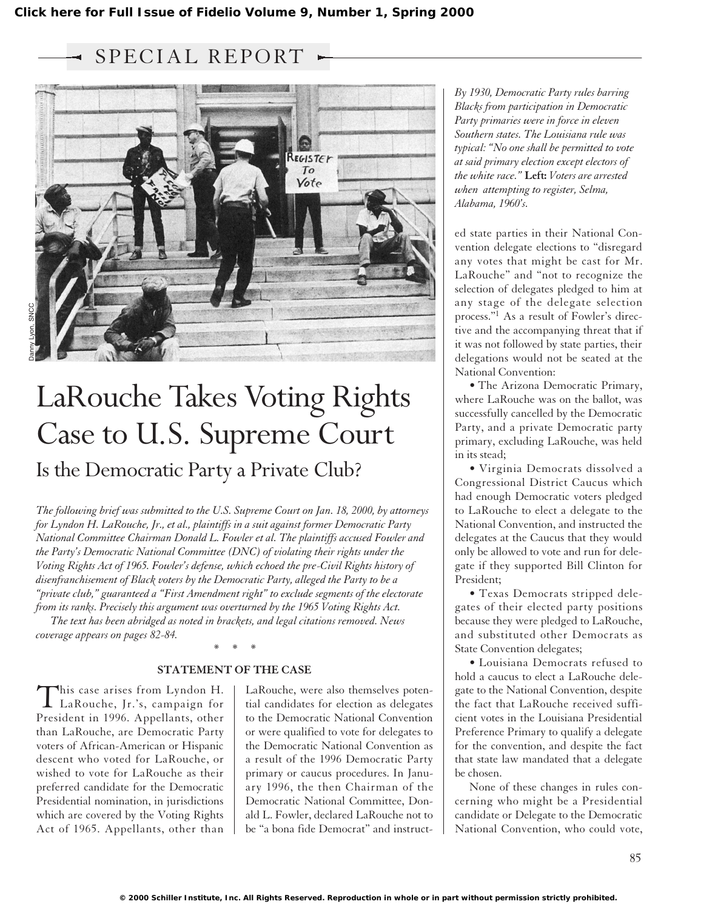Click here for Full Issue of Fidelio Volume 9, Number 1, Spring 2000

SPECIAL REPORT

*By 1930, Democratic Party rules barring Blacks from participation in Democratic Party primaries were in force in eleven Southern states. The Louisiana rule was typical: "No one shall be permitted to vote at said primary election except electors of the white race."* **Left:** *Voters are arrested when attempting to register, Selma, Alabama, 1960's.*

Danny Lyon, SNCC

# LaRouche Takes Voting Rights Case to U.S. Supreme Court

## Is the Democratic Party a Private Club?

*The following brief was submitted to the U.S. Supreme Court on Jan. 18, 2000, by attorneys for Lyndon H. LaRouche, Jr., et al., plaintiffs in a suit against former Democratic Party National Committee Chairman Donald L. Fowler et al. The plaintiffs accused Fowler and the Party's Democratic National Committee (DNC) of violating their rights under the Voting Rights Act of 1965. Fowler's defense, which echoed the pre-Civil Rights history of disenfranchisement of Black voters by the Democratic Party, alleged the Party to be a "private club," guaranteed a "First Amendment right" to exclude segments of the electorate from its ranks. Precisely this argument was overturned by the 1965 Voting Rights Act.*

*The text has been abridged as noted in brackets, and legal citations removed. News coverage appears on pages 82-84.*

\* \* \*

### STATEMENT OF THE CASE

This case arises from Lyndon H. LaRouche, Jr.'s, campaign for President in 1996. Appellants, other than LaRouche, are Democratic Party voters of African-American or Hispanic descent who voted for LaRouche, or wished to vote for LaRouche as their preferred candidate for the Democratic Presidential nomination, in jurisdictions which are covered by the Voting Rights Act of 1965. Appellants, other than LaRouche, were also themselves potential candidates for election as delegates to the Democratic National Convention or were qualified to vote for delegates to the Democratic National Convention as a result of the 1996 Democratic Party primary or caucus procedures. In January 1996, the then Chairman of the Democratic National Committee, Donald L. Fowler, declared LaRouche not to be "a bona fide Democrat" and instructed state parties in their National Convention delegate elections to "disregard any votes that might be cast for Mr. LaRouche" and "not to recognize the selection of delegates pledged to him at any stage of the delegate selection process."[1] As a result of Fowler's directive and the accompanying threat that if it was not followed by state parties, their delegations would not be seated at the National Convention:

- The Arizona Democratic Primary, where LaRouche was on the ballot, was successfully cancelled by the Democratic Party, and a private Democratic party primary, excluding LaRouche, was held in its stead;
- Virginia Democrats dissolved a Congressional District Caucus which had enough Democratic voters pledged to LaRouche to elect a delegate to the National Convention, and instructed the delegates at the Caucus that they would only be allowed to vote and run for delegate if they supported Bill Clinton for President;
- Texas Democrats stripped delegates of their elected party positions because they were pledged to LaRouche, and substituted other Democrats as State Convention delegates;
- Louisiana Democrats refused to hold a caucus to elect a LaRouche delegate to the National Convention, despite the fact that LaRouche received sufficient votes in the Louisiana Presidential Preference Primary to qualify a delegate for the convention, and despite the fact that state law mandated that a delegate be chosen.

None of these changes in rules concerning who might be a Presidential candidate or Delegate to the Democratic National Convention, who could vote,

© 2000 Schiller Institute, Inc. All Rights Reserved. Reproduction in whole or in part without permission strictly prohibited.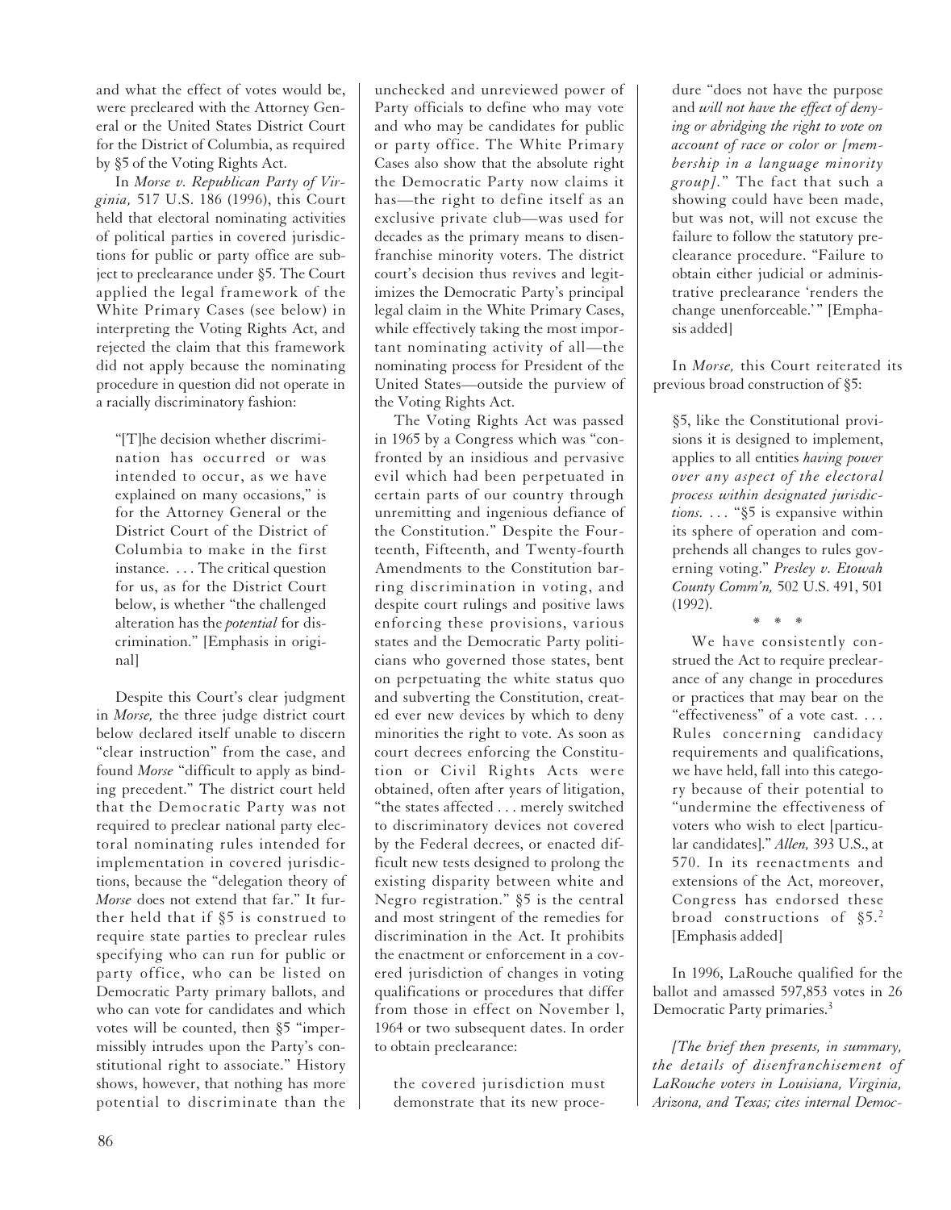and what the effect of votes would be, were precleared with the Attorney General or the United States District Court for the District of Columbia, as required by §5 of the Voting Rights Act.

In *Morse v. Republican Party of Virginia,* 517 U.S. 186 (1996), this Court held that electoral nominating activities of political parties in covered jurisdictions for public or party office are subject to preclearance under §5. The Court applied the legal framework of the White Primary Cases (see below) in interpreting the Voting Rights Act, and rejected the claim that this framework did not apply because the nominating procedure in question did not operate in a racially discriminatory fashion:

> "[T]he decision whether discrimination has occurred or was intended to occur, as we have explained on many occasions," is for the Attorney General or the District Court of the District of Columbia to make in the first instance. . . . The critical question for us, as for the District Court below, is whether "the challenged alteration has the *potential* for discrimination." [Emphasis in original]

Despite this Court's clear judgment in *Morse,* the three judge district court below declared itself unable to discern "clear instruction" from the case, and found *Morse* "difficult to apply as binding precedent." The district court held that the Democratic Party was not required to preclear national party electoral nominating rules intended for implementation in covered jurisdictions, because the "delegation theory of *Morse* does not extend that far." It further held that if §5 is construed to require state parties to preclear rules specifying who can run for public or party office, who can be listed on Democratic Party primary ballots, and who can vote for candidates and which votes will be counted, then §5 "impermissibly intrudes upon the Party's constitutional right to associate." History shows, however, that nothing has more potential to discriminate than the unchecked and unreviewed power of Party officials to define who may vote and who may be candidates for public or party office. The White Primary Cases also show that the absolute right the Democratic Party now claims it has—the right to define itself as an exclusive private club—was used for decades as the primary means to disenfranchise minority voters. The district court's decision thus revives and legitimizes the Democratic Party's principal legal claim in the White Primary Cases, while effectively taking the most important nominating activity of all—the nominating process for President of the United States—outside the purview of the Voting Rights Act.

The Voting Rights Act was passed in 1965 by a Congress which was "confronted by an insidious and pervasive evil which had been perpetuated in certain parts of our country through unremitting and ingenious defiance of the Constitution." Despite the Fourteenth, Fifteenth, and Twenty-fourth Amendments to the Constitution barring discrimination in voting, and despite court rulings and positive laws enforcing these provisions, various states and the Democratic Party politicians who governed those states, bent on perpetuating the white status quo and subverting the Constitution, created ever new devices by which to deny minorities the right to vote. As soon as court decrees enforcing the Constitution or Civil Rights Acts were obtained, often after years of litigation, "the states affected . . . merely switched to discriminatory devices not covered by the Federal decrees, or enacted difficult new tests designed to prolong the existing disparity between white and Negro registration." §5 is the central and most stringent of the remedies for discrimination in the Act. It prohibits the enactment or enforcement in a covered jurisdiction of changes in voting qualifications or procedures that differ from those in effect on November 1, 1964 or two subsequent dates. In order to obtain preclearance:

> the covered jurisdiction must demonstrate that its new procedure "does not have the purpose and *will not have the effect of denying or abridging the right to vote on account of race or color or [membership in a language minority group].*" The fact that such a showing could have been made, but was not, will not excuse the failure to follow the statutory preclearance procedure. "Failure to obtain either judicial or administrative preclearance 'renders the change unenforceable.'" [Emphasis added]

In *Morse,* this Court reiterated its previous broad construction of §5:

> §5, like the Constitutional provisions it is designed to implement, applies to all entities *having power over any aspect of the electoral process within designated jurisdictions.* . . . "§5 is expansive within its sphere of operation and comprehends all changes to rules governing voting." *Presley v. Etowah County Comm'n,* 502 U.S. 491, 501 (1992).
>
> \* \* \*
>
> We have consistently construed the Act to require preclearance of any change in procedures or practices that may bear on the "effectiveness" of a vote cast. . . . Rules concerning candidacy requirements and qualifications, we have held, fall into this category because of their potential to "undermine the effectiveness of voters who wish to elect [particular candidates]." *Allen,* 393 U.S., at 570. In its reenactments and extensions of the Act, moreover, Congress has endorsed these broad constructions of §5.[2] [Emphasis added]

In 1996, LaRouche qualified for the ballot and amassed 597,853 votes in 26 Democratic Party primaries.[3]

*[The brief then presents, in summary, the details of disenfranchisement of LaRouche voters in Louisiana, Virginia, Arizona, and Texas; cites internal Democ-*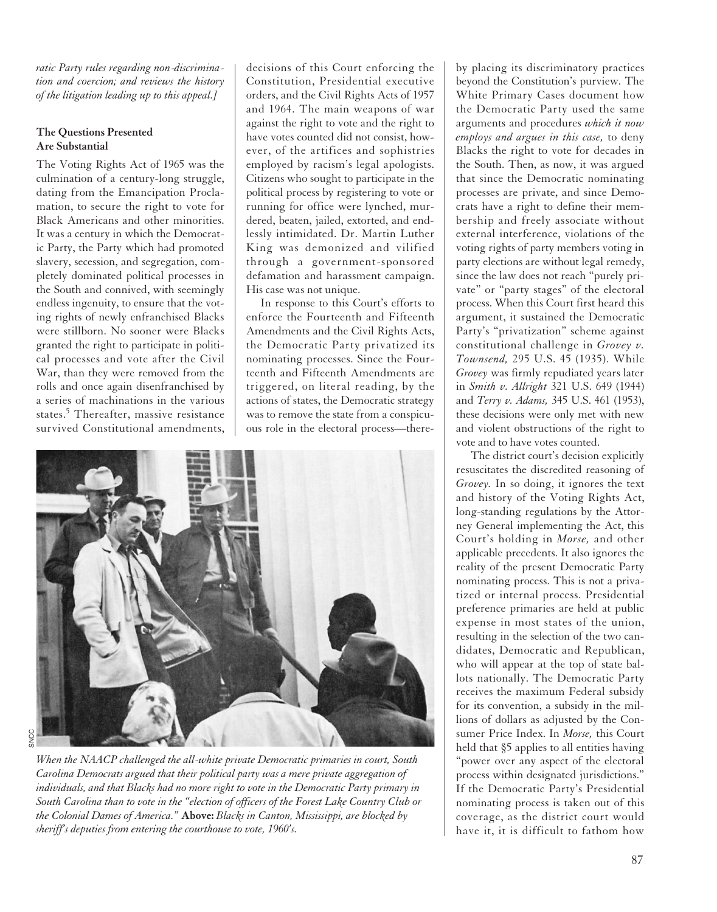*ratic Party rules regarding non-discrimination and coercion; and reviews the history of the litigation leading up to this appeal.]*

**The Questions Presented Are Substantial**

The Voting Rights Act of 1965 was the culmination of a century-long struggle, dating from the Emancipation Proclamation, to secure the right to vote for Black Americans and other minorities. It was a century in which the Democratic Party, the Party which had promoted slavery, secession, and segregation, completely dominated political processes in the South and connived, with seemingly endless ingenuity, to ensure that the voting rights of newly enfranchised Blacks were stillborn. No sooner were Blacks granted the right to participate in political processes and vote after the Civil War, than they were removed from the rolls and once again disenfranchised by a series of machinations in the various states.[5] Thereafter, massive resistance survived Constitutional amendments, decisions of this Court enforcing the Constitution, Presidential executive orders, and the Civil Rights Acts of 1957 and 1964. The main weapons of war against the right to vote and the right to have votes counted did not consist, however, of the artifices and sophistries employed by racism's legal apologists. Citizens who sought to participate in the political process by registering to vote or running for office were lynched, murdered, beaten, jailed, extorted, and endlessly intimidated. Dr. Martin Luther King was demonized and vilified through a government-sponsored defamation and harassment campaign. His case was not unique.

In response to this Court's efforts to enforce the Fourteenth and Fifteenth Amendments and the Civil Rights Acts, the Democratic Party privatized its nominating processes. Since the Fourteenth and Fifteenth Amendments are triggered, on literal reading, by the actions of states, the Democratic strategy was to remove the state from a conspicuous role in the electoral process—thereby placing its discriminatory practices beyond the Constitution's purview. The White Primary Cases document how the Democratic Party used the same arguments and procedures *which it now employs and argues in this case,* to deny Blacks the right to vote for decades in the South. Then, as now, it was argued that since the Democratic nominating processes are private, and since Democrats have a right to define their membership and freely associate without external interference, violations of the voting rights of party members voting in party elections are without legal remedy, since the law does not reach "purely private" or "party stages" of the electoral process. When this Court first heard this argument, it sustained the Democratic Party's "privatization" scheme against constitutional challenge in *Grovey v. Townsend,* 295 U.S. 45 (1935). While *Grovey* was firmly repudiated years later in *Smith v. Allright* 321 U.S. 649 (1944) and *Terry v. Adams,* 345 U.S. 461 (1953), these decisions were only met with new and violent obstructions of the right to vote and to have votes counted.

The district court's decision explicitly resuscitates the discredited reasoning of *Grovey.* In so doing, it ignores the text and history of the Voting Rights Act, long-standing regulations by the Attorney General implementing the Act, this Court's holding in *Morse,* and other applicable precedents. It also ignores the reality of the present Democratic Party nominating process. This is not a privatized or internal process. Presidential preference primaries are held at public expense in most states of the union, resulting in the selection of the two candidates, Democratic and Republican, who will appear at the top of state ballots nationally. The Democratic Party receives the maximum Federal subsidy for its convention, a subsidy in the millions of dollars as adjusted by the Consumer Price Index. In *Morse,* this Court held that §5 applies to all entities having "power over any aspect of the electoral process within designated jurisdictions." If the Democratic Party's Presidential nominating process is taken out of this coverage, as the district court would have it, it is difficult to fathom how

SNCC

*When the NAACP challenged the all-white private Democratic primaries in court, South Carolina Democrats argued that their political party was a mere private aggregation of individuals, and that Blacks had no more right to vote in the Democratic Party primary in South Carolina than to vote in the "election of officers of the Forest Lake Country Club or the Colonial Dames of America."* **Above:** *Blacks in Canton, Mississippi, are blocked by sheriff's deputies from entering the courthouse to vote, 1960's.*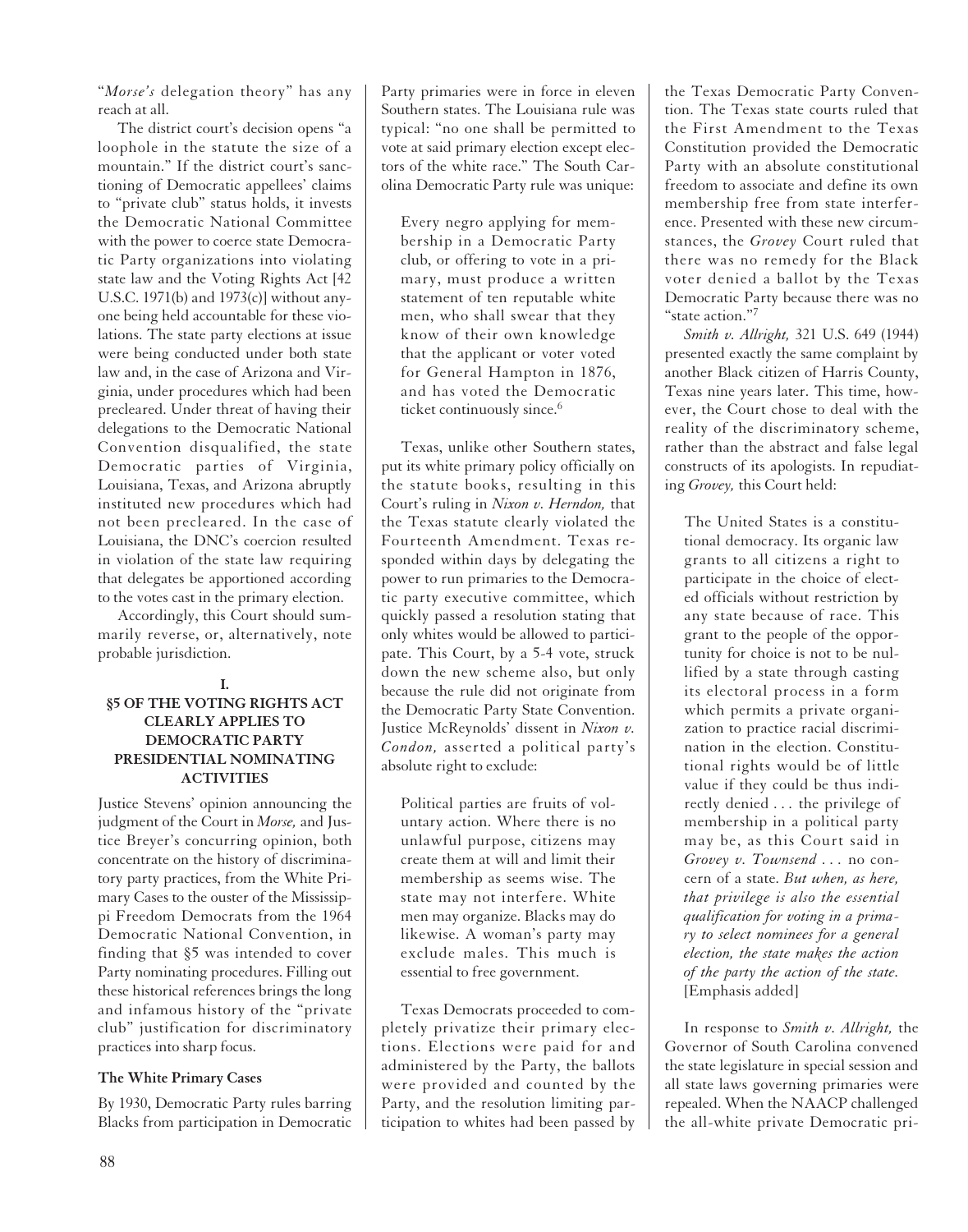"*Morse's* delegation theory" has any reach at all.

The district court's decision opens "a loophole in the statute the size of a mountain." If the district court's sanctioning of Democratic appellees' claims to "private club" status holds, it invests the Democratic National Committee with the power to coerce state Democratic Party organizations into violating state law and the Voting Rights Act [42 U.S.C. 1971(b) and 1973(c)] without anyone being held accountable for these violations. The state party elections at issue were being conducted under both state law and, in the case of Arizona and Virginia, under procedures which had been precleared. Under threat of having their delegations to the Democratic National Convention disqualified, the state Democratic parties of Virginia, Louisiana, Texas, and Arizona abruptly instituted new procedures which had not been precleared. In the case of Louisiana, the DNC's coercion resulted in violation of the state law requiring that delegates be apportioned according to the votes cast in the primary election.

Accordingly, this Court should summarily reverse, or, alternatively, note probable jurisdiction.

## I.
## §5 OF THE VOTING RIGHTS ACT CLEARLY APPLIES TO DEMOCRATIC PARTY PRESIDENTIAL NOMINATING ACTIVITIES

Justice Stevens' opinion announcing the judgment of the Court in *Morse,* and Justice Breyer's concurring opinion, both concentrate on the history of discriminatory party practices, from the White Primary Cases to the ouster of the Mississippi Freedom Democrats from the 1964 Democratic National Convention, in finding that §5 was intended to cover Party nominating procedures. Filling out these historical references brings the long and infamous history of the "private club" justification for discriminatory practices into sharp focus.

### The White Primary Cases

By 1930, Democratic Party rules barring Blacks from participation in Democratic Party primaries were in force in eleven Southern states. The Louisiana rule was typical: "no one shall be permitted to vote at said primary election except electors of the white race." The South Carolina Democratic Party rule was unique:

> Every negro applying for membership in a Democratic Party club, or offering to vote in a primary, must produce a written statement of ten reputable white men, who shall swear that they know of their own knowledge that the applicant or voter voted for General Hampton in 1876, and has voted the Democratic ticket continuously since.[6]

Texas, unlike other Southern states, put its white primary policy officially on the statute books, resulting in this Court's ruling in *Nixon v. Herndon,* that the Texas statute clearly violated the Fourteenth Amendment. Texas responded within days by delegating the power to run primaries to the Democratic party executive committee, which quickly passed a resolution stating that only whites would be allowed to participate. This Court, by a 5-4 vote, struck down the new scheme also, but only because the rule did not originate from the Democratic Party State Convention. Justice McReynolds' dissent in *Nixon v. Condon,* asserted a political party's absolute right to exclude:

> Political parties are fruits of voluntary action. Where there is no unlawful purpose, citizens may create them at will and limit their membership as seems wise. The state may not interfere. White men may organize. Blacks may do likewise. A woman's party may exclude males. This much is essential to free government.

Texas Democrats proceeded to completely privatize their primary elections. Elections were paid for and administered by the Party, the ballots were provided and counted by the Party, and the resolution limiting participation to whites had been passed by the Texas Democratic Party Convention. The Texas state courts ruled that the First Amendment to the Texas Constitution provided the Democratic Party with an absolute constitutional freedom to associate and define its own membership free from state interference. Presented with these new circumstances, the *Grovey* Court ruled that there was no remedy for the Black voter denied a ballot by the Texas Democratic Party because there was no "state action."[7]

*Smith v. Allright,* 321 U.S. 649 (1944) presented exactly the same complaint by another Black citizen of Harris County, Texas nine years later. This time, however, the Court chose to deal with the reality of the discriminatory scheme, rather than the abstract and false legal constructs of its apologists. In repudiating *Grovey,* this Court held:

> The United States is a constitutional democracy. Its organic law grants to all citizens a right to participate in the choice of elected officials without restriction by any state because of race. This grant to the people of the opportunity for choice is not to be nullified by a state through casting its electoral process in a form which permits a private organization to practice racial discrimination in the election. Constitutional rights would be of little value if they could be thus indirectly denied . . . the privilege of membership in a political party may be, as this Court said in *Grovey v. Townsend* . . . no concern of a state. *But when, as here, that privilege is also the essential qualification for voting in a primary to select nominees for a general election, the state makes the action of the party the action of the state.* [Emphasis added]

In response to *Smith v. Allright,* the Governor of South Carolina convened the state legislature in special session and all state laws governing primaries were repealed. When the NAACP challenged the all-white private Democratic pri-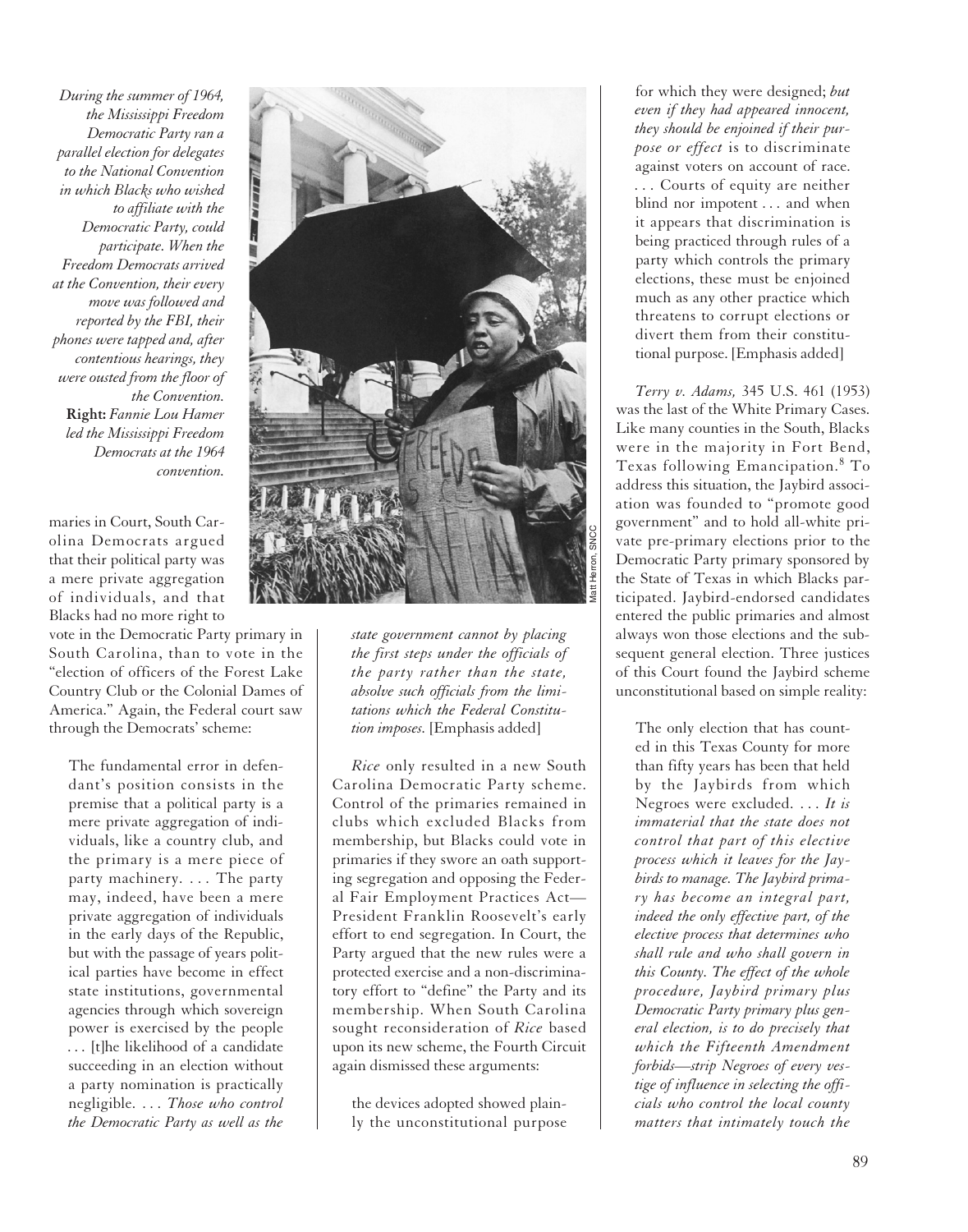*During the summer of 1964, the Mississippi Freedom Democratic Party ran a parallel election for delegates to the National Convention in which Blacks who wished to affiliate with the Democratic Party, could participate. When the Freedom Democrats arrived at the Convention, their every move was followed and reported by the FBI, their phones were tapped and, after contentious hearings, they were ousted from the floor of the Convention.* **Right:** *Fannie Lou Hamer led the Mississippi Freedom Democrats at the 1964 convention.*

Matt Herron, SNCC

maries in Court, South Carolina Democrats argued that their political party was a mere private aggregation of individuals, and that Blacks had no more right to vote in the Democratic Party primary in South Carolina, than to vote in the "election of officers of the Forest Lake Country Club or the Colonial Dames of America." Again, the Federal court saw through the Democrats' scheme:

> The fundamental error in defendant's position consists in the premise that a political party is a mere private aggregation of individuals, like a country club, and the primary is a mere piece of party machinery. . . . The party may, indeed, have been a mere private aggregation of individuals in the early days of the Republic, but with the passage of years political parties have become in effect state institutions, governmental agencies through which sovereign power is exercised by the people . . . [t]he likelihood of a candidate succeeding in an election without a party nomination is practically negligible. . . . *Those who control the Democratic Party as well as the state government cannot by placing the first steps under the officials of the party rather than the state, absolve such officials from the limitations which the Federal Constitution imposes.* [Emphasis added]

*Rice* only resulted in a new South Carolina Democratic Party scheme. Control of the primaries remained in clubs which excluded Blacks from membership, but Blacks could vote in primaries if they swore an oath supporting segregation and opposing the Federal Fair Employment Practices Act—President Franklin Roosevelt's early effort to end segregation. In Court, the Party argued that the new rules were a protected exercise and a non-discriminatory effort to "define" the Party and its membership. When South Carolina sought reconsideration of *Rice* based upon its new scheme, the Fourth Circuit again dismissed these arguments:

> the devices adopted showed plainly the unconstitutional purpose for which they were designed; *but even if they had appeared innocent, they should be enjoined if their purpose or effect* is to discriminate against voters on account of race. . . . Courts of equity are neither blind nor impotent . . . and when it appears that discrimination is being practiced through rules of a party which controls the primary elections, these must be enjoined much as any other practice which threatens to corrupt elections or divert them from their constitutional purpose. [Emphasis added]

*Terry v. Adams,* 345 U.S. 461 (1953) was the last of the White Primary Cases. Like many counties in the South, Blacks were in the majority in Fort Bend, Texas following Emancipation.[8] To address this situation, the Jaybird association was founded to "promote good government" and to hold all-white private pre-primary elections prior to the Democratic Party primary sponsored by the State of Texas in which Blacks participated. Jaybird-endorsed candidates entered the public primaries and almost always won those elections and the subsequent general election. Three justices of this Court found the Jaybird scheme unconstitutional based on simple reality:

> The only election that has counted in this Texas County for more than fifty years has been that held by the Jaybirds from which Negroes were excluded. . . . *It is immaterial that the state does not control that part of this elective process which it leaves for the Jaybirds to manage. The Jaybird primary has become an integral part, indeed the only effective part, of the elective process that determines who shall rule and who shall govern in this County. The effect of the whole procedure, Jaybird primary plus Democratic Party primary plus general election, is to do precisely that which the Fifteenth Amendment forbids—strip Negroes of every vestige of influence in selecting the officials who control the local county matters that intimately touch the*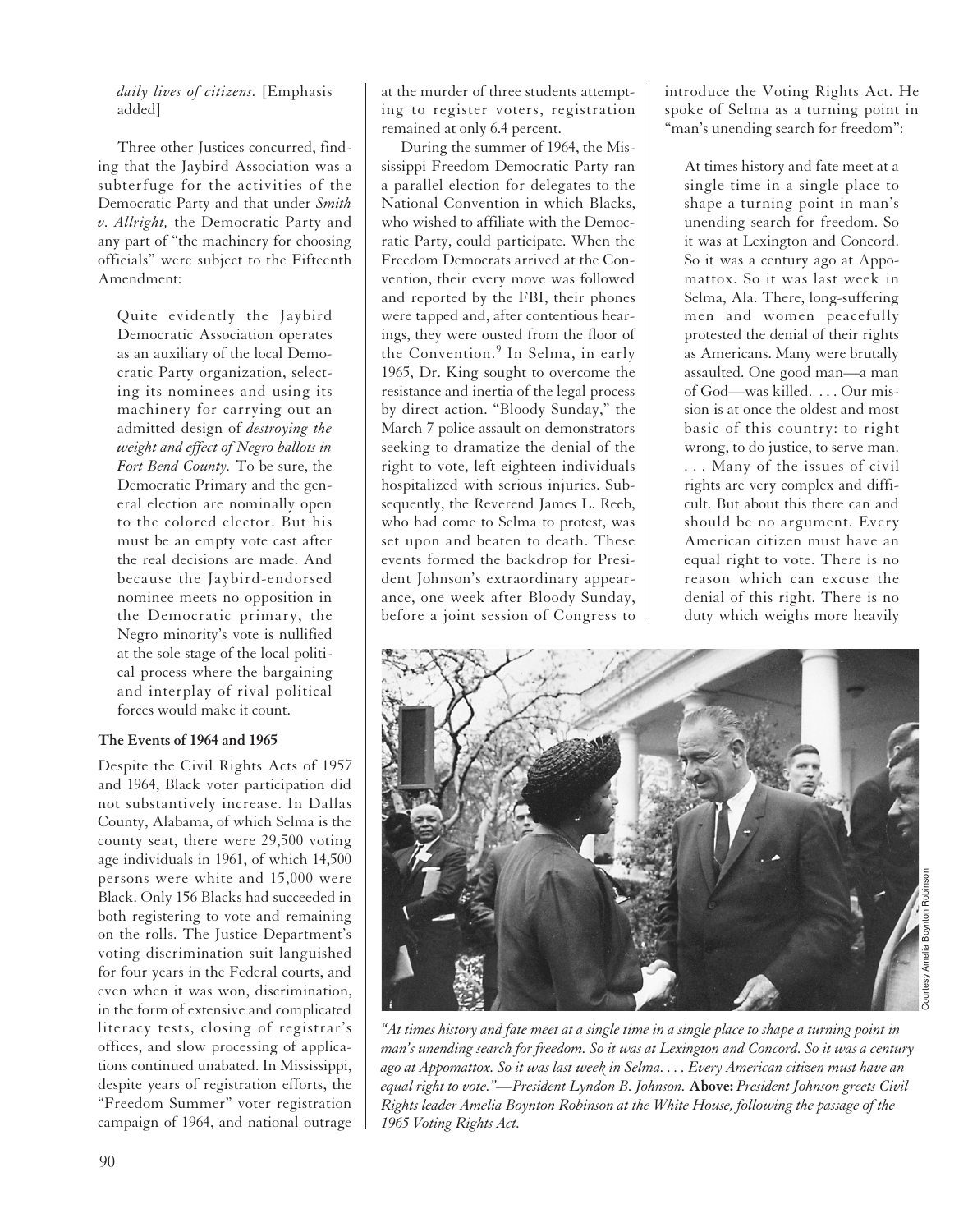*daily lives of citizens.* [Emphasis added]

Three other Justices concurred, finding that the Jaybird Association was a subterfuge for the activities of the Democratic Party and that under *Smith v. Allright,* the Democratic Party and any part of "the machinery for choosing officials" were subject to the Fifteenth Amendment:

> Quite evidently the Jaybird Democratic Association operates as an auxiliary of the local Democratic Party organization, selecting its nominees and using its machinery for carrying out an admitted design of *destroying the weight and effect of Negro ballots in Fort Bend County.* To be sure, the Democratic Primary and the general election are nominally open to the colored elector. But his must be an empty vote cast after the real decisions are made. And because the Jaybird-endorsed nominee meets no opposition in the Democratic primary, the Negro minority's vote is nullified at the sole stage of the local political process where the bargaining and interplay of rival political forces would make it count.

**The Events of 1964 and 1965**

Despite the Civil Rights Acts of 1957 and 1964, Black voter participation did not substantively increase. In Dallas County, Alabama, of which Selma is the county seat, there were 29,500 voting age individuals in 1961, of which 14,500 persons were white and 15,000 were Black. Only 156 Blacks had succeeded in both registering to vote and remaining on the rolls. The Justice Department's voting discrimination suit languished for four years in the Federal courts, and even when it was won, discrimination, in the form of extensive and complicated literacy tests, closing of registrar's offices, and slow processing of applications continued unabated. In Mississippi, despite years of registration efforts, the "Freedom Summer" voter registration campaign of 1964, and national outrage at the murder of three students attempting to register voters, registration remained at only 6.4 percent.

During the summer of 1964, the Mississippi Freedom Democratic Party ran a parallel election for delegates to the National Convention in which Blacks, who wished to affiliate with the Democratic Party, could participate. When the Freedom Democrats arrived at the Convention, their every move was followed and reported by the FBI, their phones were tapped and, after contentious hearings, they were ousted from the floor of the Convention.[9] In Selma, in early 1965, Dr. King sought to overcome the resistance and inertia of the legal process by direct action. "Bloody Sunday," the March 7 police assault on demonstrators seeking to dramatize the denial of the right to vote, left eighteen individuals hospitalized with serious injuries. Subsequently, the Reverend James L. Reeb, who had come to Selma to protest, was set upon and beaten to death. These events formed the backdrop for President Johnson's extraordinary appearance, one week after Bloody Sunday, before a joint session of Congress to introduce the Voting Rights Act. He spoke of Selma as a turning point in "man's unending search for freedom":

> At times history and fate meet at a single time in a single place to shape a turning point in man's unending search for freedom. So it was at Lexington and Concord. So it was a century ago at Appomattox. So it was last week in Selma, Ala. There, long-suffering men and women peacefully protested the denial of their rights as Americans. Many were brutally assaulted. One good man—a man of God—was killed. . . . Our mission is at once the oldest and most basic of this country: to right wrong, to do justice, to serve man. . . . Many of the issues of civil rights are very complex and difficult. But about this there can and should be no argument. Every American citizen must have an equal right to vote. There is no reason which can excuse the denial of this right. There is no duty which weighs more heavily

Courtesy Amelia Boynton Robinson

*"At times history and fate meet at a single time in a single place to shape a turning point in man's unending search for freedom. So it was at Lexington and Concord. So it was a century ago at Appomattox. So it was last week in Selma. . . . Every American citizen must have an equal right to vote."—President Lyndon B. Johnson.* **Above:** *President Johnson greets Civil Rights leader Amelia Boynton Robinson at the White House, following the passage of the 1965 Voting Rights Act.*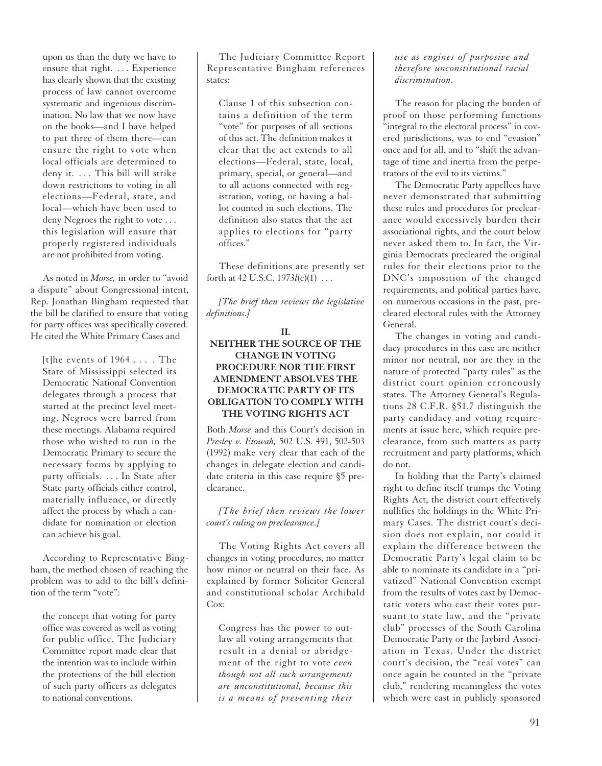upon us than the duty we have to ensure that right. . . . Experience has clearly shown that the existing process of law cannot overcome systematic and ingenious discrimination. No law that we now have on the books—and I have helped to put three of them there—can ensure the right to vote when local officials are determined to deny it. . . . This bill will strike down restrictions to voting in all elections—Federal, state, and local—which have been used to deny Negroes the right to vote . . . this legislation will ensure that properly registered individuals are not prohibited from voting.

As noted in *Morse,* in order to "avoid a dispute" about Congressional intent, Rep. Jonathan Bingham requested that the bill be clarified to ensure that voting for party offices was specifically covered. He cited the White Primary Cases and

> [t]he events of 1964 . . . . The State of Mississippi selected its Democratic National Convention delegates through a process that started at the precinct level meeting. Negroes were barred from these meetings. Alabama required those who wished to run in the Democratic Primary to secure the necessary forms by applying to party officials. . . . In State after State party officials either control, materially influence, or directly affect the process by which a candidate for nomination or election can achieve his goal.

According to Representative Bingham, the method chosen of reaching the problem was to add to the bill's definition of the term "vote":

> the concept that voting for party office was covered as well as voting for public office. The Judiciary Committee report made clear that the intention was to include within the protections of the bill election of such party officers as delegates to national conventions.

The Judiciary Committee Report Representative Bingham references states:

> Clause 1 of this subsection contains a definition of the term "vote" for purposes of all sections of this act. The definition makes it clear that the act extends to all elections—Federal, state, local, primary, special, or general—and to all actions connected with registration, voting, or having a ballot counted in such elections. The definition also states that the act applies to elections for "party offices."

These definitions are presently set forth at 42 U.S.C. 1973*l*(c)(1) . . .

*[The brief then reviews the legislative definitions.]*

## II. NEITHER THE SOURCE OF THE CHANGE IN VOTING PROCEDURE NOR THE FIRST AMENDMENT ABSOLVES THE DEMOCRATIC PARTY OF ITS OBLIGATION TO COMPLY WITH THE VOTING RIGHTS ACT

Both *Morse* and this Court's decision in *Presley v. Etowah,* 502 U.S. 491, 502-503 (1992) make very clear that each of the changes in delegate election and candidate criteria in this case require §5 preclearance.

*[The brief then reviews the lower court's ruling on preclearance.]*

The Voting Rights Act covers all changes in voting procedures, no matter how minor or neutral on their face. As explained by former Solicitor General and constitutional scholar Archibald Cox:

> Congress has the power to outlaw all voting arrangements that result in a denial or abridgement of the right to vote *even though not all such arrangements are unconstitutional, because this is a means of preventing their use as engines of purposive and therefore unconstitutional racial discrimination.*

The reason for placing the burden of proof on those performing functions "integral to the electoral process" in covered jurisdictions, was to end "evasion" once and for all, and to "shift the advantage of time and inertia from the perpetrators of the evil to its victims."

The Democratic Party appellees have never demonstrated that submitting these rules and procedures for preclearance would excessively burden their associational rights, and the court below never asked them to. In fact, the Virginia Democrats precleared the original rules for their elections prior to the DNC's imposition of the changed requirements, and political parties have, on numerous occasions in the past, precleared electoral rules with the Attorney General.

The changes in voting and candidacy procedures in this case are neither minor nor neutral, nor are they in the nature of protected "party rules" as the district court opinion erroneously states. The Attorney General's Regulations 28 C.F.R. §51.7 distinguish the party candidacy and voting requirements at issue here, which require preclearance, from such matters as party recruitment and party platforms, which do not.

In holding that the Party's claimed right to define itself trumps the Voting Rights Act, the district court effectively nullifies the holdings in the White Primary Cases. The district court's decision does not explain, nor could it explain the difference between the Democratic Party's legal claim to be able to nominate its candidate in a "privatized" National Convention exempt from the results of votes cast by Democratic voters who cast their votes pursuant to state law, and the "private club" processes of the South Carolina Democratic Party or the Jaybird Association in Texas. Under the district court's decision, the "real votes" can once again be counted in the "private club," rendering meaningless the votes which were cast in publicly sponsored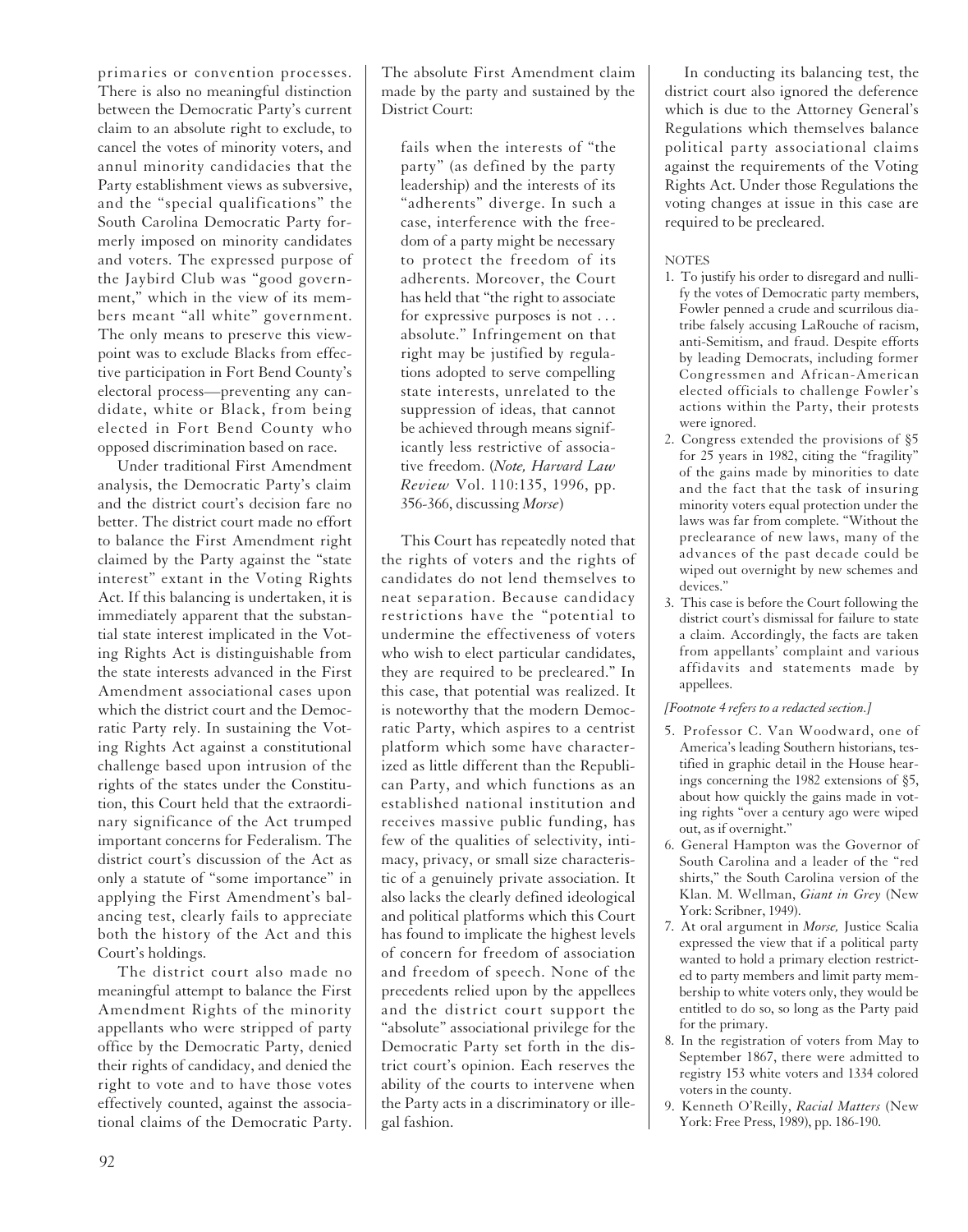primaries or convention processes. There is also no meaningful distinction between the Democratic Party's current claim to an absolute right to exclude, to cancel the votes of minority voters, and annul minority candidacies that the Party establishment views as subversive, and the "special qualifications" the South Carolina Democratic Party formerly imposed on minority candidates and voters. The expressed purpose of the Jaybird Club was "good government," which in the view of its members meant "all white" government. The only means to preserve this viewpoint was to exclude Blacks from effective participation in Fort Bend County's electoral process—preventing any candidate, white or Black, from being elected in Fort Bend County who opposed discrimination based on race.

Under traditional First Amendment analysis, the Democratic Party's claim and the district court's decision fare no better. The district court made no effort to balance the First Amendment right claimed by the Party against the "state interest" extant in the Voting Rights Act. If this balancing is undertaken, it is immediately apparent that the substantial state interest implicated in the Voting Rights Act is distinguishable from the state interests advanced in the First Amendment associational cases upon which the district court and the Democratic Party rely. In sustaining the Voting Rights Act against a constitutional challenge based upon intrusion of the rights of the states under the Constitution, this Court held that the extraordinary significance of the Act trumped important concerns for Federalism. The district court's discussion of the Act as only a statute of "some importance" in applying the First Amendment's balancing test, clearly fails to appreciate both the history of the Act and this Court's holdings.

The district court also made no meaningful attempt to balance the First Amendment Rights of the minority appellants who were stripped of party office by the Democratic Party, denied their rights of candidacy, and denied the right to vote and to have those votes effectively counted, against the associational claims of the Democratic Party. The absolute First Amendment claim made by the party and sustained by the District Court:

> fails when the interests of "the party" (as defined by the party leadership) and the interests of its "adherents" diverge. In such a case, interference with the freedom of a party might be necessary to protect the freedom of its adherents. Moreover, the Court has held that "the right to associate for expressive purposes is not . . . absolute." Infringement on that right may be justified by regulations adopted to serve compelling state interests, unrelated to the suppression of ideas, that cannot be achieved through means significantly less restrictive of associative freedom. (*Note, Harvard Law Review* Vol. 110:135, 1996, pp. 356-366, discussing *Morse*)

This Court has repeatedly noted that the rights of voters and the rights of candidates do not lend themselves to neat separation. Because candidacy restrictions have the "potential to undermine the effectiveness of voters who wish to elect particular candidates, they are required to be precleared." In this case, that potential was realized. It is noteworthy that the modern Democratic Party, which aspires to a centrist platform which some have characterized as little different than the Republican Party, and which functions as an established national institution and receives massive public funding, has few of the qualities of selectivity, intimacy, privacy, or small size characteristic of a genuinely private association. It also lacks the clearly defined ideological and political platforms which this Court has found to implicate the highest levels of concern for freedom of association and freedom of speech. None of the precedents relied upon by the appellees and the district court support the "absolute" associational privilege for the Democratic Party set forth in the district court's opinion. Each reserves the ability of the courts to intervene when the Party acts in a discriminatory or illegal fashion.

In conducting its balancing test, the district court also ignored the deference which is due to the Attorney General's Regulations which themselves balance political party associational claims against the requirements of the Voting Rights Act. Under those Regulations the voting changes at issue in this case are required to be precleared.

NOTES

1. To justify his order to disregard and nullify the votes of Democratic party members, Fowler penned a crude and scurrilous diatribe falsely accusing LaRouche of racism, anti-Semitism, and fraud. Despite efforts by leading Democrats, including former Congressmen and African-American elected officials to challenge Fowler's actions within the Party, their protests were ignored.
2. Congress extended the provisions of §5 for 25 years in 1982, citing the "fragility" of the gains made by minorities to date and the fact that the task of insuring minority voters equal protection under the laws was far from complete. "Without the preclearance of new laws, many of the advances of the past decade could be wiped out overnight by new schemes and devices."
3. This case is before the Court following the district court's dismissal for failure to state a claim. Accordingly, the facts are taken from appellants' complaint and various affidavits and statements made by appellees.

*[Footnote 4 refers to a redacted section.]*

5. Professor C. Van Woodward, one of America's leading Southern historians, testified in graphic detail in the House hearings concerning the 1982 extensions of §5, about how quickly the gains made in voting rights "over a century ago were wiped out, as if overnight."
6. General Hampton was the Governor of South Carolina and a leader of the "red shirts," the South Carolina version of the Klan. M. Wellman, *Giant in Grey* (New York: Scribner, 1949).
7. At oral argument in *Morse,* Justice Scalia expressed the view that if a political party wanted to hold a primary election restricted to party members and limit party membership to white voters only, they would be entitled to do so, so long as the Party paid for the primary.
8. In the registration of voters from May to September 1867, there were admitted to registry 153 white voters and 1334 colored voters in the county.
9. Kenneth O'Reilly, *Racial Matters* (New York: Free Press, 1989), pp. 186-190.